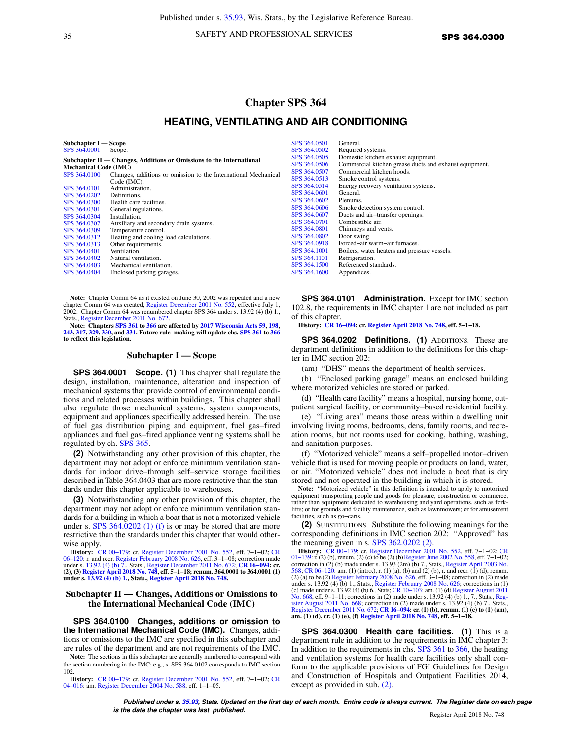# Chapter SPS 364

## HEATING, VENTILATING AND AIR CONDITIONING

**Subchapter I — Scope**

| | |
|---|---|
| SPS 364.0001 | Scope. |

**Subchapter II — Changes, Additions or Omissions to the International Mechanical Code (IMC)**

| | |
|---|---|
| SPS 364.0100 | Changes, additions or omission to the International Mechanical Code (IMC). |
| SPS 364.0101 | Administration. |
| SPS 364.0202 | Definitions. |
| SPS 364.0300 | Health care facilities. |
| SPS 364.0301 | General regulations. |
| SPS 364.0304 | Installation. |
| SPS 364.0307 | Auxiliary and secondary drain systems. |
| SPS 364.0309 | Temperature control. |
| SPS 364.0312 | Heating and cooling load calculations. |
| SPS 364.0313 | Other requirements. |
| SPS 364.0401 | Ventilation. |
| SPS 364.0402 | Natural ventilation. |
| SPS 364.0403 | Mechanical ventilation. |
| SPS 364.0404 | Enclosed parking garages. |
| SPS 364.0501 | General. |
| SPS 364.0502 | Required systems. |
| SPS 364.0505 | Domestic kitchen exhaust equipment. |
| SPS 364.0506 | Commercial kitchen grease ducts and exhaust equipment. |
| SPS 364.0507 | Commercial kitchen hoods. |
| SPS 364.0513 | Smoke control systems. |
| SPS 364.0514 | Energy recovery ventilation systems. |
| SPS 364.0601 | General. |
| SPS 364.0602 | Plenums. |
| SPS 364.0606 | Smoke detection system control. |
| SPS 364.0607 | Ducts and air−transfer openings. |
| SPS 364.0701 | Combustible air. |
| SPS 364.0801 | Chimneys and vents. |
| SPS 364.0802 | Door swing. |
| SPS 364.0918 | Forced−air warm−air furnaces. |
| SPS 364.1001 | Boilers, water heaters and pressure vessels. |
| SPS 364.1101 | Refrigeration. |
| SPS 364.1500 | Referenced standards. |
| SPS 364.1600 | Appendices. |

**Note:** Chapter Comm 64 as it existed on June 30, 2002 was repealed and a new chapter Comm 64 was created, Register December 2001 No. 552, effective July 1, 2002. Chapter Comm 64 was renumbered chapter SPS 364 under s. 13.92 (4) (b) 1., Stats., Register December 2011 No. 672.

**Note: Chapters SPS 361 to 366 are affected by 2017 Wisconsin Acts 59, 198, 243, 317, 329, 330, and 331. Future rule−making will update chs. SPS 361 to 366 to reflect this legislation.**

### Subchapter I — Scope

**SPS 364.0001 Scope. (1)** This chapter shall regulate the design, installation, maintenance, alteration and inspection of mechanical systems that provide control of environmental conditions and related processes within buildings. This chapter shall also regulate those mechanical systems, system components, equipment and appliances specifically addressed herein. The use of fuel gas distribution piping and equipment, fuel gas−fired appliances and fuel gas−fired appliance venting systems shall be regulated by ch. SPS 365.

**(2)** Notwithstanding any other provision of this chapter, the department may not adopt or enforce minimum ventilation standards for indoor drive−through self−service storage facilities described in Table 364.0403 that are more restrictive than the standards under this chapter applicable to warehouses.

**(3)** Notwithstanding any other provision of this chapter, the department may not adopt or enforce minimum ventilation standards for a building in which a boat that is not a motorized vehicle under s. SPS 364.0202 (1) (f) is or may be stored that are more restrictive than the standards under this chapter that would otherwise apply.

**History:** CR 00−179: cr. Register December 2001 No. 552, eff. 7−1−02; CR 06−120: r. and recr. Register February 2008 No. 626, eff. 3−1−08; correction made under s. 13.92 (4) (b) 7., Stats., Register December 2011 No. 672; **CR 16−094: cr. (2), (3) Register April 2018 No. 748, eff. 5−1−18; renum. 364.0001 to 364.0001 (1) under s. 13.92 (4) (b) 1., Stats., Register April 2018 No. 748.**

### Subchapter II — Changes, Additions or Omissions to the International Mechanical Code (IMC)

**SPS 364.0100 Changes, additions or omission to the International Mechanical Code (IMC).** Changes, additions or omissions to the IMC are specified in this subchapter and are rules of the department and are not requirements of the IMC.

**Note:** The sections in this subchapter are generally numbered to correspond with the section numbering in the IMC; e.g., s. SPS 364.0102 corresponds to IMC section 102.

**History:** CR 00−179: cr. Register December 2001 No. 552, eff. 7−1−02; CR 04−016: am. Register December 2004 No. 588, eff. 1−1−05.

**SPS 364.0101 Administration.** Except for IMC section 102.8, the requirements in IMC chapter 1 are not included as part of this chapter.

**History:** **CR 16−094: cr. Register April 2018 No. 748, eff. 5−1−18.**

**SPS 364.0202 Definitions. (1)** ADDITIONS. These are department definitions in addition to the definitions for this chapter in IMC section 202:

(am) "DHS" means the department of health services.

(b) "Enclosed parking garage" means an enclosed building where motorized vehicles are stored or parked.

(d) "Health care facility" means a hospital, nursing home, outpatient surgical facility, or community−based residential facility.

(e) "Living area" means those areas within a dwelling unit involving living rooms, bedrooms, dens, family rooms, and recreation rooms, but not rooms used for cooking, bathing, washing, and sanitation purposes.

(f) "Motorized vehicle" means a self−propelled motor−driven vehicle that is used for moving people or products on land, water, or air. "Motorized vehicle" does not include a boat that is dry stored and not operated in the building in which it is stored.

**Note:** "Motorized vehicle" in this definition is intended to apply to motorized equipment transporting people and goods for pleasure, construction or commerce, rather than equipment dedicated to warehousing and yard operations, such as forklifts; or for grounds and facility maintenance, such as lawnmowers; or for amusement facilities, such as go−carts.

**(2)** SUBSTITUTIONS. Substitute the following meanings for the corresponding definitions in IMC section 202: "Approved" has the meaning given in s. SPS 362.0202 (2).

**History:** CR 00−179: cr. Register December 2001 No. 552, eff. 7−1−02; CR 01−139: r. (2) (b), renum. (2) (c) to be (2) (b) Register June 2002 No. 558, eff. 7−1−02; correction in (2) (b) made under s. 13.93 (2m) (b) 7., Stats., Register April 2003 No. 568; CR 06−120: am. (1) (intro.), r. (1) (a), (b) and (2) (b), r. and recr. (1) (d), renum. (2) (a) to be (2) Register February 2008 No. 626, eff. 3−1−08; correction in (2) made under s. 13.92 (4) (b) 1., Stats, Register February 2008 No. 626; corrections in (1) (c) made under s. 13.92 (4) (b) 6., Stats; CR 10−103: am. (1) (d) Register August 2011 No. 668, eff. 9−1−11; corrections in (2) made under s. 13.92 (4) (b) 1., 7., Stats., Register August 2011 No. 668; correction in (2) made under s. 13.92 (4) (b) 7., Stats., Register December 2011 No. 672; **CR 16−094: cr. (1) (b), renum. (1) (c) to (1) (am), am. (1) (d), cr. (1) (e), (f) Register April 2018 No. 748, eff. 5−1−18.**

**SPS 364.0300 Health care facilities. (1)** This is a department rule in addition to the requirements in IMC chapter 3: In addition to the requirements in chs. SPS 361 to 366, the heating and ventilation systems for health care facilities only shall conform to the applicable provisions of FGI Guidelines for Design and Construction of Hospitals and Outpatient Facilities 2014, except as provided in sub. (2).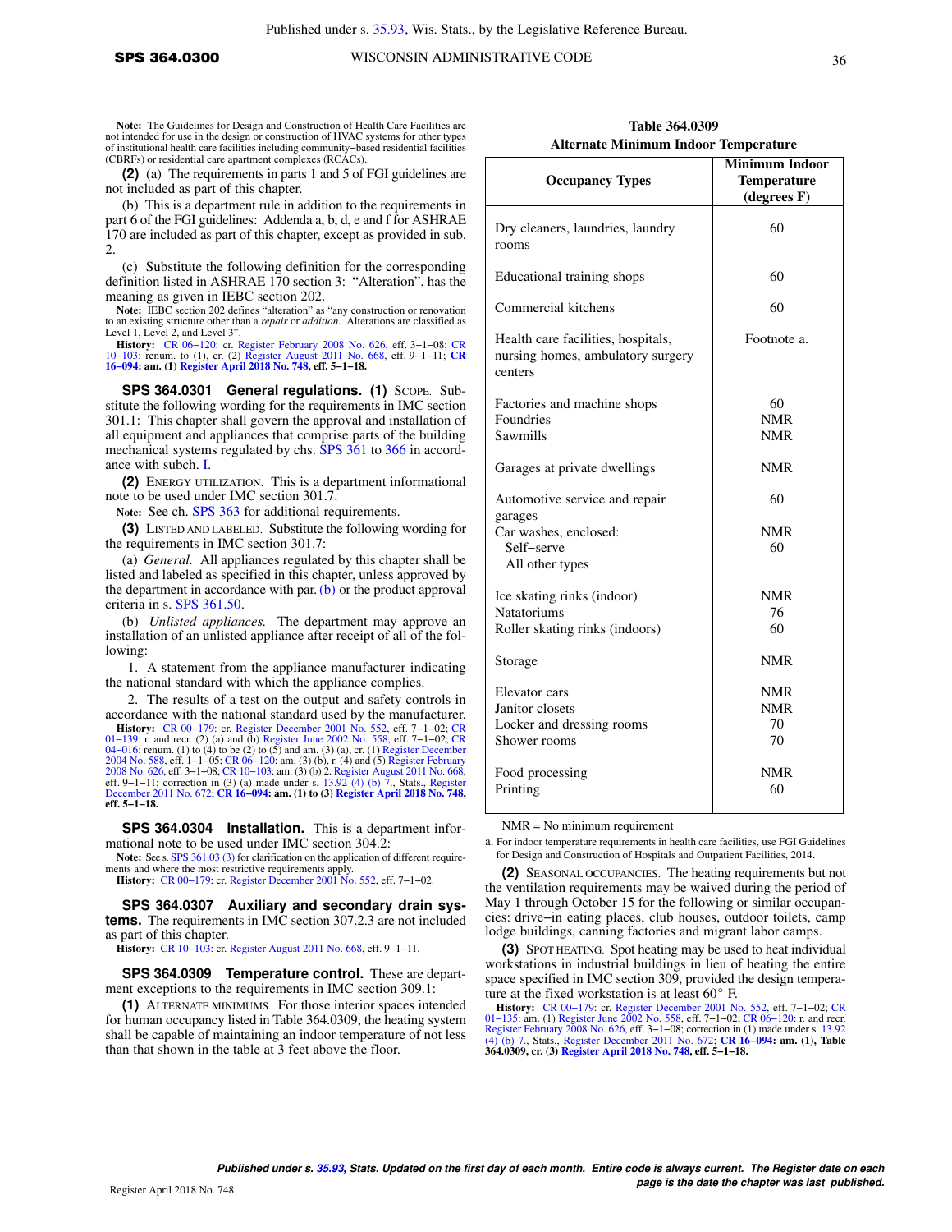**Note:** The Guidelines for Design and Construction of Health Care Facilities are not intended for use in the design or construction of HVAC systems for other types of institutional health care facilities including community−based residential facilities (CBRFs) or residential care apartment complexes (RCACs).

**(2)** (a) The requirements in parts 1 and 5 of FGI guidelines are not included as part of this chapter.

(b) This is a department rule in addition to the requirements in part 6 of the FGI guidelines: Addenda a, b, d, e and f for ASHRAE 170 are included as part of this chapter, except as provided in sub. 2.

(c) Substitute the following definition for the corresponding definition listed in ASHRAE 170 section 3: "Alteration", has the meaning as given in IEBC section 202.

**Note:** IEBC section 202 defines "alteration" as "any construction or renovation to an existing structure other than a *repair* or *addition*. Alterations are classified as Level 1, Level 2, and Level 3".

**History:** CR 06−120: cr. Register February 2008 No. 626, eff. 3−1−08; CR 10−103: renum. to (1), cr. (2) Register August 2011 No. 668, eff. 9−1−11; **CR 16−094: am. (1) Register April 2018 No. 748, eff. 5−1−18.**

**SPS 364.0301 General regulations. (1)** SCOPE. Substitute the following wording for the requirements in IMC section 301.1: This chapter shall govern the approval and installation of all equipment and appliances that comprise parts of the building mechanical systems regulated by chs. SPS 361 to 366 in accordance with subch. I.

**(2)** ENERGY UTILIZATION. This is a department informational note to be used under IMC section 301.7.

**Note:** See ch. SPS 363 for additional requirements.

**(3)** LISTED AND LABELED. Substitute the following wording for the requirements in IMC section 301.7:

(a) *General.* All appliances regulated by this chapter shall be listed and labeled as specified in this chapter, unless approved by the department in accordance with par. (b) or the product approval criteria in s. SPS 361.50.

(b) *Unlisted appliances.* The department may approve an installation of an unlisted appliance after receipt of all of the following:

1. A statement from the appliance manufacturer indicating the national standard with which the appliance complies.

2. The results of a test on the output and safety controls in accordance with the national standard used by the manufacturer.

**History:** CR 00−179: cr. Register December 2001 No. 552, eff. 7−1−02; CR 01−139: r. and recr. (2) (a) and (b) Register June 2002 No. 558, eff. 7−1−02; CR 04−016: renum. (1) to (4) to be (2) to (5) and am. (3) (a), cr. (1) Register December 2004 No. 588, eff. 1−1−05; CR 06−120: am. (3) (b), r. (4) and (5) Register February 2008 No. 626, eff. 3−1−08; CR 10−103: am. (3) (b) 2. Register August 2011 No. 668, eff. 9−1−11; correction in (3) (a) made under s. 13.92 (4) (b) 7., Stats., Register December 2011 No. 672; **CR 16−094: am. (1) to (3) Register April 2018 No. 748, eff. 5−1−18.**

**SPS 364.0304 Installation.** This is a department informational note to be used under IMC section 304.2:

**Note:** See s. SPS 361.03 (3) for clarification on the application of different requirements and where the most restrictive requirements apply.

**History:** CR 00−179: cr. Register December 2001 No. 552, eff. 7−1−02.

**SPS 364.0307 Auxiliary and secondary drain systems.** The requirements in IMC section 307.2.3 are not included as part of this chapter.

**History:** CR 10−103: cr. Register August 2011 No. 668, eff. 9−1−11.

**SPS 364.0309 Temperature control.** These are department exceptions to the requirements in IMC section 309.1:

**(1)** ALTERNATE MINIMUMS. For those interior spaces intended for human occupancy listed in Table 364.0309, the heating system shall be capable of maintaining an indoor temperature of not less than that shown in the table at 3 feet above the floor.

**Table 364.0309**
**Alternate Minimum Indoor Temperature**

| Occupancy Types | Minimum Indoor Temperature (degrees F) |
|---|---|
| Dry cleaners, laundries, laundry rooms | 60 |
| Educational training shops | 60 |
| Commercial kitchens | 60 |
| Health care facilities, hospitals, nursing homes, ambulatory surgery centers | Footnote a. |
| Factories and machine shops | 60 |
| Foundries | NMR |
| Sawmills | NMR |
| Garages at private dwellings | NMR |
| Automotive service and repair garages | 60 |
| Car washes, enclosed: | |
| Self−serve | NMR |
| All other types | 60 |
| Ice skating rinks (indoor) | NMR |
| Natatoriums | 76 |
| Roller skating rinks (indoors) | 60 |
| Storage | NMR |
| Elevator cars | NMR |
| Janitor closets | NMR |
| Locker and dressing rooms | 70 |
| Shower rooms | 70 |
| Food processing | NMR |
| Printing | 60 |

NMR = No minimum requirement

a. For indoor temperature requirements in health care facilities, use FGI Guidelines for Design and Construction of Hospitals and Outpatient Facilities, 2014.

**(2)** SEASONAL OCCUPANCIES. The heating requirements but not the ventilation requirements may be waived during the period of May 1 through October 15 for the following or similar occupancies: drive−in eating places, club houses, outdoor toilets, camp lodge buildings, canning factories and migrant labor camps.

**(3)** SPOT HEATING. Spot heating may be used to heat individual workstations in industrial buildings in lieu of heating the entire space specified in IMC section 309, provided the design temperature at the fixed workstation is at least 60° F.

**History:** CR 00−179: cr. Register December 2001 No. 552, eff. 7−1−02; CR 01−135: am. (1) Register June 2002 No. 558, eff. 7−1−02; CR 06−120: r. and recr. Register February 2008 No. 626, eff. 3−1−08; correction in (1) made under s. 13.92 (4) (b) 7., Stats., Register December 2011 No. 672; **CR 16−094: am. (1), Table 364.0309, cr. (3) Register April 2018 No. 748, eff. 5−1−18.**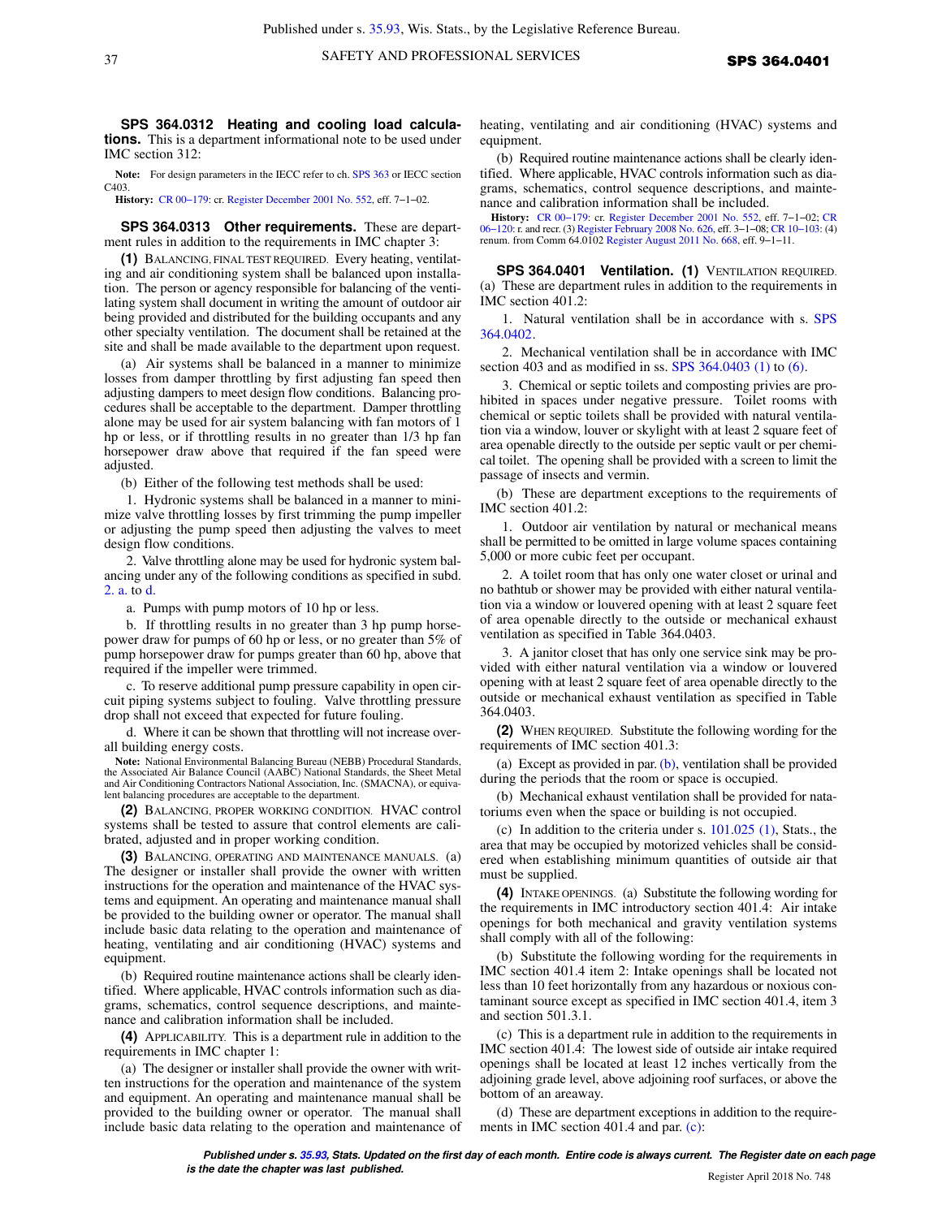**SPS 364.0312 Heating and cooling load calculations.** This is a department informational note to be used under IMC section 312:

**Note:** For design parameters in the IECC refer to ch. SPS 363 or IECC section C403.

**History:** CR 00−179: cr. Register December 2001 No. 552, eff. 7−1−02.

**SPS 364.0313 Other requirements.** These are department rules in addition to the requirements in IMC chapter 3:

**(1)** BALANCING, FINAL TEST REQUIRED. Every heating, ventilating and air conditioning system shall be balanced upon installation. The person or agency responsible for balancing of the ventilating system shall document in writing the amount of outdoor air being provided and distributed for the building occupants and any other specialty ventilation. The document shall be retained at the site and shall be made available to the department upon request.

(a) Air systems shall be balanced in a manner to minimize losses from damper throttling by first adjusting fan speed then adjusting dampers to meet design flow conditions. Balancing procedures shall be acceptable to the department. Damper throttling alone may be used for air system balancing with fan motors of 1 hp or less, or if throttling results in no greater than 1/3 hp fan horsepower draw above that required if the fan speed were adjusted.

(b) Either of the following test methods shall be used:

1. Hydronic systems shall be balanced in a manner to minimize valve throttling losses by first trimming the pump impeller or adjusting the pump speed then adjusting the valves to meet design flow conditions.

2. Valve throttling alone may be used for hydronic system balancing under any of the following conditions as specified in subd. 2. a. to d.

a. Pumps with pump motors of 10 hp or less.

b. If throttling results in no greater than 3 hp pump horsepower draw for pumps of 60 hp or less, or no greater than 5% of pump horsepower draw for pumps greater than 60 hp, above that required if the impeller were trimmed.

c. To reserve additional pump pressure capability in open circuit piping systems subject to fouling. Valve throttling pressure drop shall not exceed that expected for future fouling.

d. Where it can be shown that throttling will not increase overall building energy costs.

**Note:** National Environmental Balancing Bureau (NEBB) Procedural Standards, the Associated Air Balance Council (AABC) National Standards, the Sheet Metal and Air Conditioning Contractors National Association, Inc. (SMACNA), or equivalent balancing procedures are acceptable to the department.

**(2)** BALANCING, PROPER WORKING CONDITION. HVAC control systems shall be tested to assure that control elements are calibrated, adjusted and in proper working condition.

**(3)** BALANCING, OPERATING AND MAINTENANCE MANUALS. (a) The designer or installer shall provide the owner with written instructions for the operation and maintenance of the HVAC systems and equipment. An operating and maintenance manual shall be provided to the building owner or operator. The manual shall include basic data relating to the operation and maintenance of heating, ventilating and air conditioning (HVAC) systems and equipment.

(b) Required routine maintenance actions shall be clearly identified. Where applicable, HVAC controls information such as diagrams, schematics, control sequence descriptions, and maintenance and calibration information shall be included.

**(4)** APPLICABILITY. This is a department rule in addition to the requirements in IMC chapter 1:

(a) The designer or installer shall provide the owner with written instructions for the operation and maintenance of the system and equipment. An operating and maintenance manual shall be provided to the building owner or operator. The manual shall include basic data relating to the operation and maintenance of heating, ventilating and air conditioning (HVAC) systems and equipment.

(b) Required routine maintenance actions shall be clearly identified. Where applicable, HVAC controls information such as diagrams, schematics, control sequence descriptions, and maintenance and calibration information shall be included.

**History:** CR 00−179: cr. Register December 2001 No. 552, eff. 7−1−02; CR 06−120: r. and recr. (3) Register February 2008 No. 626, eff. 3−1−08; CR 10−103: (4) renum. from Comm 64.0102 Register August 2011 No. 668, eff. 9−1−11.

**SPS 364.0401 Ventilation. (1)** VENTILATION REQUIRED. (a) These are department rules in addition to the requirements in IMC section 401.2:

1. Natural ventilation shall be in accordance with s. SPS 364.0402.

2. Mechanical ventilation shall be in accordance with IMC section 403 and as modified in ss. SPS 364.0403 (1) to (6).

3. Chemical or septic toilets and composting privies are prohibited in spaces under negative pressure. Toilet rooms with chemical or septic toilets shall be provided with natural ventilation via a window, louver or skylight with at least 2 square feet of area openable directly to the outside per septic vault or per chemical toilet. The opening shall be provided with a screen to limit the passage of insects and vermin.

(b) These are department exceptions to the requirements of IMC section 401.2:

1. Outdoor air ventilation by natural or mechanical means shall be permitted to be omitted in large volume spaces containing 5,000 or more cubic feet per occupant.

2. A toilet room that has only one water closet or urinal and no bathtub or shower may be provided with either natural ventilation via a window or louvered opening with at least 2 square feet of area openable directly to the outside or mechanical exhaust ventilation as specified in Table 364.0403.

3. A janitor closet that has only one service sink may be provided with either natural ventilation via a window or louvered opening with at least 2 square feet of area openable directly to the outside or mechanical exhaust ventilation as specified in Table 364.0403.

**(2)** WHEN REQUIRED. Substitute the following wording for the requirements of IMC section 401.3:

(a) Except as provided in par. (b), ventilation shall be provided during the periods that the room or space is occupied.

(b) Mechanical exhaust ventilation shall be provided for natatoriums even when the space or building is not occupied.

(c) In addition to the criteria under s. 101.025 (1), Stats., the area that may be occupied by motorized vehicles shall be considered when establishing minimum quantities of outside air that must be supplied.

**(4)** INTAKE OPENINGS. (a) Substitute the following wording for the requirements in IMC introductory section 401.4: Air intake openings for both mechanical and gravity ventilation systems shall comply with all of the following:

(b) Substitute the following wording for the requirements in IMC section 401.4 item 2: Intake openings shall be located not less than 10 feet horizontally from any hazardous or noxious contaminant source except as specified in IMC section 401.4, item 3 and section 501.3.1.

(c) This is a department rule in addition to the requirements in IMC section 401.4: The lowest side of outside air intake required openings shall be located at least 12 inches vertically from the adjoining grade level, above adjoining roof surfaces, or above the bottom of an areaway.

(d) These are department exceptions in addition to the requirements in IMC section 401.4 and par. (c):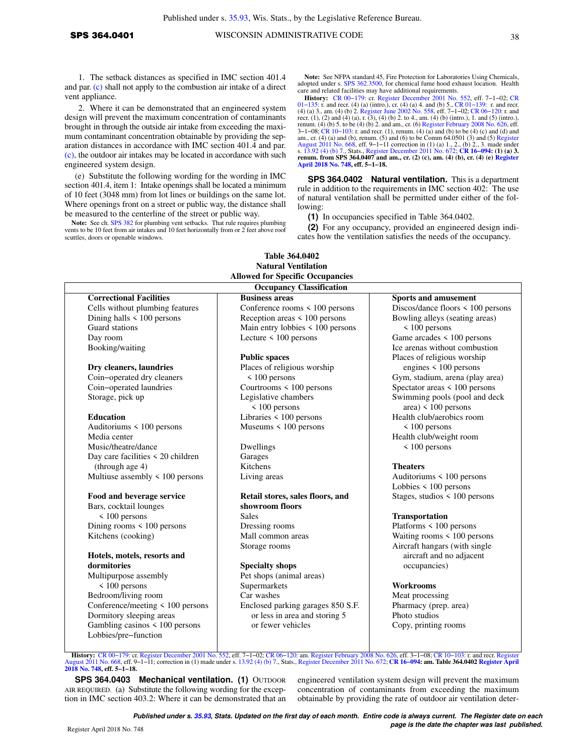1. The setback distances as specified in IMC section 401.4 and par. (c) shall not apply to the combustion air intake of a direct vent appliance.

2. Where it can be demonstrated that an engineered system design will prevent the maximum concentration of contaminants brought in through the outside air intake from exceeding the maximum contaminant concentration obtainable by providing the separation distances in accordance with IMC section 401.4 and par. (c), the outdoor air intakes may be located in accordance with such engineered system design.

(e) Substitute the following wording for the wording in IMC section 401.4, item 1: Intake openings shall be located a minimum of 10 feet (3048 mm) from lot lines or buildings on the same lot. Where openings front on a street or public way, the distance shall be measured to the centerline of the street or public way.

**Note:** See ch. SPS 382 for plumbing vent setbacks. That rule requires plumbing vents to be 10 feet from air intakes and 10 feet horizontally from or 2 feet above roof scuttles, doors or openable windows.

**Note:** See NFPA standard 45, Fire Protection for Laboratories Using Chemicals, adopted under s. SPS 362.3500, for chemical fume hood exhaust location. Health care and related facilities may have additional requirements.

**History:** CR 00–179: cr. Register December 2001 No. 552, eff. 7–1–02; CR 01–135: r. and recr. (4) (a) (intro.), cr. (4) (a) 4. and (b) 5., CR 01–139: r. and recr. (4) (a) 3., am. (4) (b) 2. Register June 2002 No. 558, eff. 7–1–02; CR 06–120: r. and recr. (1), (2) and (4) (a), r. (3), (4) (b) 2. to 4., am. (4) (b) (intro.), 1. and (5) (intro.), renum. (4) (b) 5. to be (4) (b) 2. and am., cr. (6) Register February 2008 No. 626, eff. 3–1–08; CR 10–103: r. and recr. (1), renum. (4) (a) and (b) to be (4) (c) and (d) and am., cr. (4) (a) and (b), renum. (5) and (6) to be Comm 64.0501 (3) and (5) Register August 2011 No. 668, eff. 9–1–11 correction in (1) (a) 1., 2., (b) 2., 3. made under s. 13.92 (4) (b) 7., Stats., Register December 2011 No. 672; **CR 16–094: (1) (a) 3. renum. from SPS 364.0407 and am., cr. (2) (c), am. (4) (b), cr. (4) (e) Register April 2018 No. 748, eff. 5–1–18.**

**SPS 364.0402 Natural ventilation.** This is a department rule in addition to the requirements in IMC section 402: The use of natural ventilation shall be permitted under either of the following:

**(1)** In occupancies specified in Table 364.0402.

**(2)** For any occupancy, provided an engineered design indicates how the ventilation satisfies the needs of the occupancy.

**Table 364.0402**
**Natural Ventilation**
**Allowed for Specific Occupancies**

| Occupancy Classification | | |
|---|---|---|
| **Correctional Facilities** | **Business areas** | **Sports and amusement** |
| Cells without plumbing features | Conference rooms < 100 persons | Discos/dance floors < 100 persons |
| Dining halls < 100 persons | Reception areas < 100 persons | Bowling alleys (seating areas) < 100 persons |
| Guard stations | Main entry lobbies < 100 persons | Game arcades < 100 persons |
| Day room | Lecture < 100 persons | Ice arenas without combustion |
| Booking/waiting | | Places of religious worship engines < 100 persons |
| | **Public spaces** | Gym, stadium, arena (play area) |
| **Dry cleaners, laundries** | Places of religious worship < 100 persons | Spectator areas < 100 persons |
| Coin–operated dry cleaners | Courtrooms < 100 persons | Swimming pools (pool and deck area) < 100 persons |
| Coin–operated laundries | Legislative chambers < 100 persons | Health club/aerobics room < 100 persons |
| Storage, pick up | Libraries < 100 persons | Health club/weight room < 100 persons |
| | Museums < 100 persons | |
| **Education** | | **Theaters** |
| Auditoriums < 100 persons | Dwellings | Auditoriums < 100 persons |
| Media center | Garages | Lobbies < 100 persons |
| Music/theatre/dance | Kitchens | Stages, studios < 100 persons |
| Day care facilities < 20 children (through age 4) | Living areas | |
| Multiuse assembly < 100 persons | | **Transportation** |
| | **Retail stores, sales floors, and showroom floors** | Platforms < 100 persons |
| **Food and beverage service** | Sales | Waiting rooms < 100 persons |
| Bars, cocktail lounges < 100 persons | Dressing rooms | Aircraft hangars (with single aircraft and no adjacent occupancies) |
| Dining rooms < 100 persons | Mall common areas | |
| Kitchens (cooking) | Storage rooms | **Workrooms** |
| | | Meat processing |
| **Hotels, motels, resorts and dormitories** | **Specialty shops** | Pharmacy (prep. area) |
| Multipurpose assembly < 100 persons | Pet shops (animal areas) | Photo studios |
| Bedroom/living room | Supermarkets | Copy, printing rooms |
| Conference/meeting < 100 persons | Car washes | |
| Dormitory sleeping areas | Enclosed parking garages 850 S.F. or less in area and storing 5 or fewer vehicles | |
| Gambling casinos < 100 persons | | |
| Lobbies/pre–function | | |

**History:** CR 00–179: cr. Register December 2001 No. 552, eff. 7–1–02; CR 06–120: am. Register February 2008 No. 626, eff. 3–1–08; CR 10–103: r. and recr. Register August 2011 No. 668, eff. 9–1–11; correction in (1) made under s. 13.92 (4) (b) 7., Stats., Register December 2011 No. 672; **CR 16–094: am. Table 364.0402 Register April 2018 No. 748, eff. 5–1–18.**

**SPS 364.0403 Mechanical ventilation. (1)** OUTDOOR AIR REQUIRED. (a) Substitute the following wording for the exception in IMC section 403.2: Where it can be demonstrated that an engineered ventilation system design will prevent the maximum concentration of contaminants from exceeding the maximum obtainable by providing the rate of outdoor air ventilation deter-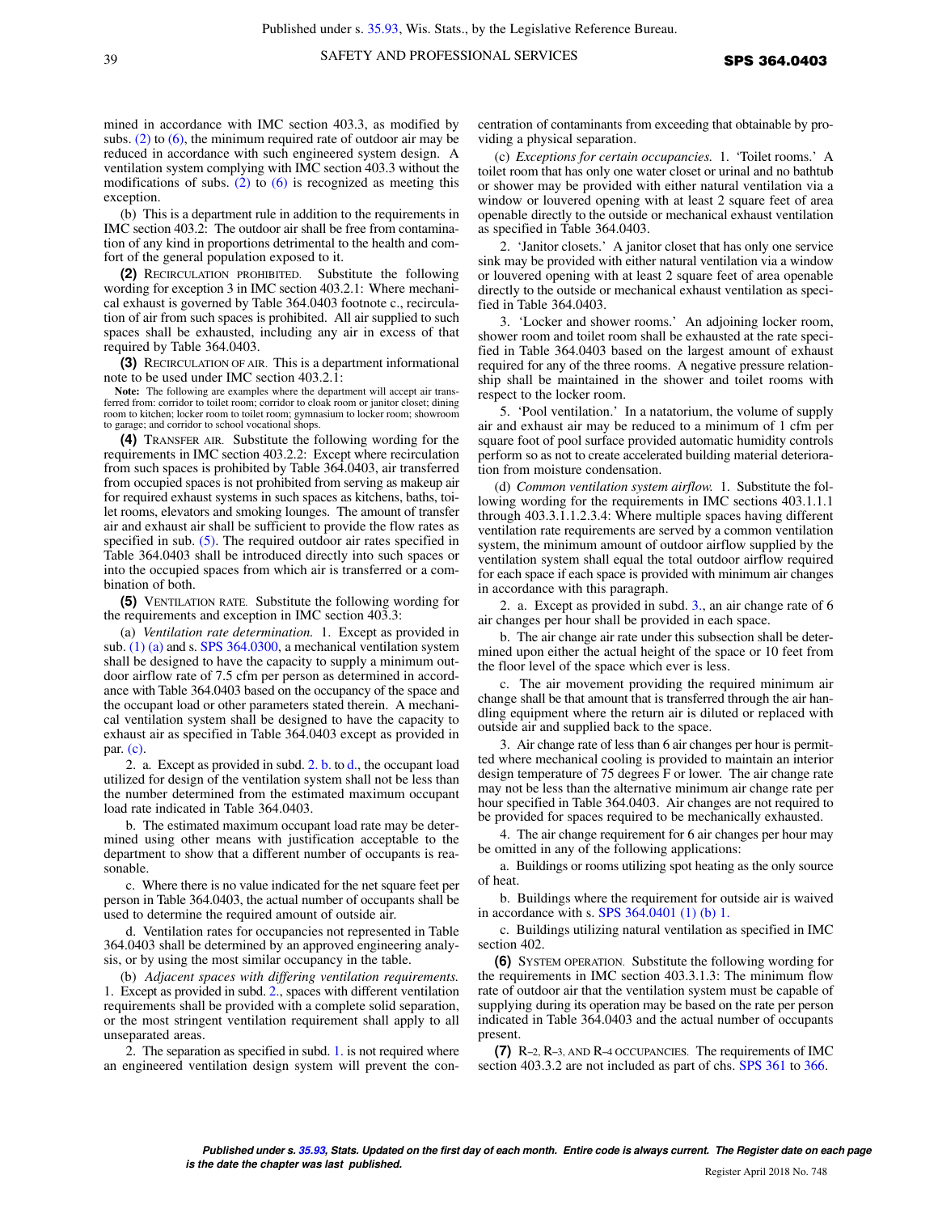mined in accordance with IMC section 403.3, as modified by subs. (2) to (6), the minimum required rate of outdoor air may be reduced in accordance with such engineered system design. A ventilation system complying with IMC section 403.3 without the modifications of subs. (2) to (6) is recognized as meeting this exception.

(b) This is a department rule in addition to the requirements in IMC section 403.2: The outdoor air shall be free from contamination of any kind in proportions detrimental to the health and comfort of the general population exposed to it.

**(2)** RECIRCULATION PROHIBITED. Substitute the following wording for exception 3 in IMC section 403.2.1: Where mechanical exhaust is governed by Table 364.0403 footnote c., recirculation of air from such spaces is prohibited. All air supplied to such spaces shall be exhausted, including any air in excess of that required by Table 364.0403.

**(3)** RECIRCULATION OF AIR. This is a department informational note to be used under IMC section 403.2.1:

**Note:** The following are examples where the department will accept air transferred from: corridor to toilet room; corridor to cloak room or janitor closet; dining room to kitchen; locker room to toilet room; gymnasium to locker room; showroom to garage; and corridor to school vocational shops.

**(4)** TRANSFER AIR. Substitute the following wording for the requirements in IMC section 403.2.2: Except where recirculation from such spaces is prohibited by Table 364.0403, air transferred from occupied spaces is not prohibited from serving as makeup air for required exhaust systems in such spaces as kitchens, baths, toilet rooms, elevators and smoking lounges. The amount of transfer air and exhaust air shall be sufficient to provide the flow rates as specified in sub. (5). The required outdoor air rates specified in Table 364.0403 shall be introduced directly into such spaces or into the occupied spaces from which air is transferred or a combination of both.

**(5)** VENTILATION RATE. Substitute the following wording for the requirements and exception in IMC section 403.3:

(a) *Ventilation rate determination.* 1. Except as provided in sub. (1) (a) and s. SPS 364.0300, a mechanical ventilation system shall be designed to have the capacity to supply a minimum outdoor airflow rate of 7.5 cfm per person as determined in accordance with Table 364.0403 based on the occupancy of the space and the occupant load or other parameters stated therein. A mechanical ventilation system shall be designed to have the capacity to exhaust air as specified in Table 364.0403 except as provided in par. (c).

2. a. Except as provided in subd. 2. b. to d., the occupant load utilized for design of the ventilation system shall not be less than the number determined from the estimated maximum occupant load rate indicated in Table 364.0403.

b. The estimated maximum occupant load rate may be determined using other means with justification acceptable to the department to show that a different number of occupants is reasonable.

c. Where there is no value indicated for the net square feet per person in Table 364.0403, the actual number of occupants shall be used to determine the required amount of outside air.

d. Ventilation rates for occupancies not represented in Table 364.0403 shall be determined by an approved engineering analysis, or by using the most similar occupancy in the table.

(b) *Adjacent spaces with differing ventilation requirements.* 1. Except as provided in subd. 2., spaces with different ventilation requirements shall be provided with a complete solid separation, or the most stringent ventilation requirement shall apply to all unseparated areas.

2. The separation as specified in subd. 1. is not required where an engineered ventilation design system will prevent the concentration of contaminants from exceeding that obtainable by providing a physical separation.

(c) *Exceptions for certain occupancies.* 1. 'Toilet rooms.' A toilet room that has only one water closet or urinal and no bathtub or shower may be provided with either natural ventilation via a window or louvered opening with at least 2 square feet of area openable directly to the outside or mechanical exhaust ventilation as specified in Table 364.0403.

2. 'Janitor closets.' A janitor closet that has only one service sink may be provided with either natural ventilation via a window or louvered opening with at least 2 square feet of area openable directly to the outside or mechanical exhaust ventilation as specified in Table 364.0403.

3. 'Locker and shower rooms.' An adjoining locker room, shower room and toilet room shall be exhausted at the rate specified in Table 364.0403 based on the largest amount of exhaust required for any of the three rooms. A negative pressure relationship shall be maintained in the shower and toilet rooms with respect to the locker room.

5. 'Pool ventilation.' In a natatorium, the volume of supply air and exhaust air may be reduced to a minimum of 1 cfm per square foot of pool surface provided automatic humidity controls perform so as not to create accelerated building material deterioration from moisture condensation.

(d) *Common ventilation system airflow.* 1. Substitute the following wording for the requirements in IMC sections 403.1.1.1 through 403.3.1.1.2.3.4: Where multiple spaces having different ventilation rate requirements are served by a common ventilation system, the minimum amount of outdoor airflow supplied by the ventilation system shall equal the total outdoor airflow required for each space if each space is provided with minimum air changes in accordance with this paragraph.

2. a. Except as provided in subd. 3., an air change rate of 6 air changes per hour shall be provided in each space.

b. The air change air rate under this subsection shall be determined upon either the actual height of the space or 10 feet from the floor level of the space which ever is less.

c. The air movement providing the required minimum air change shall be that amount that is transferred through the air handling equipment where the return air is diluted or replaced with outside air and supplied back to the space.

3. Air change rate of less than 6 air changes per hour is permitted where mechanical cooling is provided to maintain an interior design temperature of 75 degrees F or lower. The air change rate may not be less than the alternative minimum air change rate per hour specified in Table 364.0403. Air changes are not required to be provided for spaces required to be mechanically exhausted.

4. The air change requirement for 6 air changes per hour may be omitted in any of the following applications:

a. Buildings or rooms utilizing spot heating as the only source of heat.

b. Buildings where the requirement for outside air is waived in accordance with s. SPS 364.0401 (1) (b) 1.

c. Buildings utilizing natural ventilation as specified in IMC section 402.

**(6)** SYSTEM OPERATION. Substitute the following wording for the requirements in IMC section 403.3.1.3: The minimum flow rate of outdoor air that the ventilation system must be capable of supplying during its operation may be based on the rate per person indicated in Table 364.0403 and the actual number of occupants present.

**(7)** R–2, R–3, AND R–4 OCCUPANCIES. The requirements of IMC section 403.3.2 are not included as part of chs. SPS 361 to 366.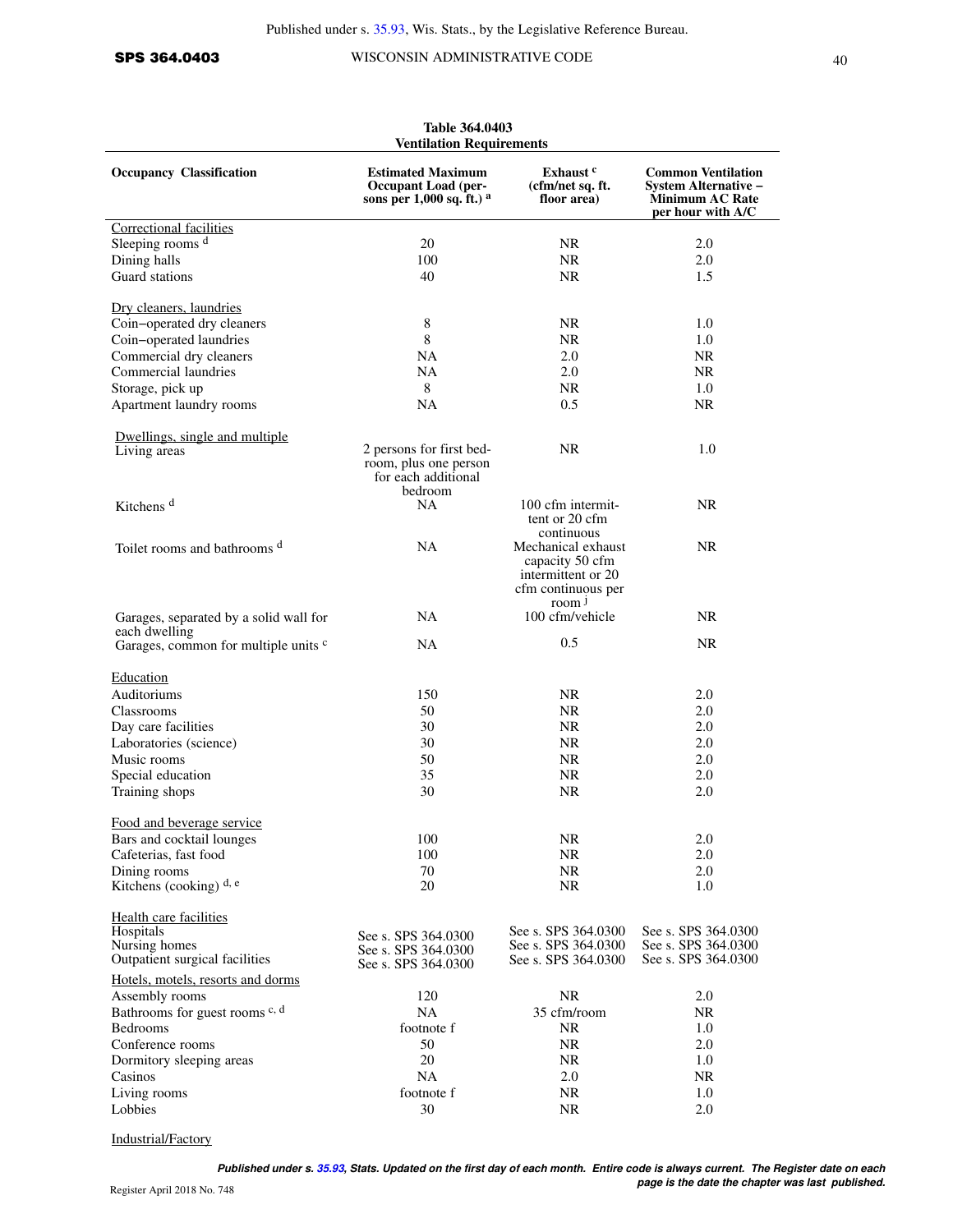**Table 364.0403**
**Ventilation Requirements**

| Occupancy Classification | Estimated Maximum Occupant Load (persons per 1,000 sq. ft.) [a] | Exhaust [c] (cfm/net sq. ft. floor area) | Common Ventilation System Alternative – Minimum AC Rate per hour with A/C |
|---|---|---|---|
| Correctional facilities | | | |
| Sleeping rooms [d] | 20 | NR | 2.0 |
| Dining halls | 100 | NR | 2.0 |
| Guard stations | 40 | NR | 1.5 |
| Dry cleaners, laundries | | | |
| Coin–operated dry cleaners | 8 | NR | 1.0 |
| Coin–operated laundries | 8 | NR | 1.0 |
| Commercial dry cleaners | NA | 2.0 | NR |
| Commercial laundries | NA | 2.0 | NR |
| Storage, pick up | 8 | NR | 1.0 |
| Apartment laundry rooms | NA | 0.5 | NR |
| Dwellings, single and multiple | | | |
| Living areas | 2 persons for first bedroom, plus one person for each additional bedroom | NR | 1.0 |
| Kitchens [d] | NA | 100 cfm intermittent or 20 cfm continuous | NR |
| Toilet rooms and bathrooms [d] | NA | Mechanical exhaust capacity 50 cfm intermittent or 20 cfm continuous per room [j] | NR |
| Garages, separated by a solid wall for each dwelling | NA | 100 cfm/vehicle | NR |
| Garages, common for multiple units [c] | NA | 0.5 | NR |
| Education | | | |
| Auditoriums | 150 | NR | 2.0 |
| Classrooms | 50 | NR | 2.0 |
| Day care facilities | 30 | NR | 2.0 |
| Laboratories (science) | 30 | NR | 2.0 |
| Music rooms | 50 | NR | 2.0 |
| Special education | 35 | NR | 2.0 |
| Training shops | 30 | NR | 2.0 |
| Food and beverage service | | | |
| Bars and cocktail lounges | 100 | NR | 2.0 |
| Cafeterias, fast food | 100 | NR | 2.0 |
| Dining rooms | 70 | NR | 2.0 |
| Kitchens (cooking) [d, e] | 20 | NR | 1.0 |
| Health care facilities | | | |
| Hospitals | See s. SPS 364.0300 | See s. SPS 364.0300 | See s. SPS 364.0300 |
| Nursing homes | See s. SPS 364.0300 | See s. SPS 364.0300 | See s. SPS 364.0300 |
| Outpatient surgical facilities | See s. SPS 364.0300 | See s. SPS 364.0300 | See s. SPS 364.0300 |
| Hotels, motels, resorts and dorms | | | |
| Assembly rooms | 120 | NR | 2.0 |
| Bathrooms for guest rooms [c, d] | NA | 35 cfm/room | NR |
| Bedrooms | footnote f | NR | 1.0 |
| Conference rooms | 50 | NR | 2.0 |
| Dormitory sleeping areas | 20 | NR | 1.0 |
| Casinos | NA | 2.0 | NR |
| Living rooms | footnote f | NR | 1.0 |
| Lobbies | 30 | NR | 2.0 |
| Industrial/Factory | | | |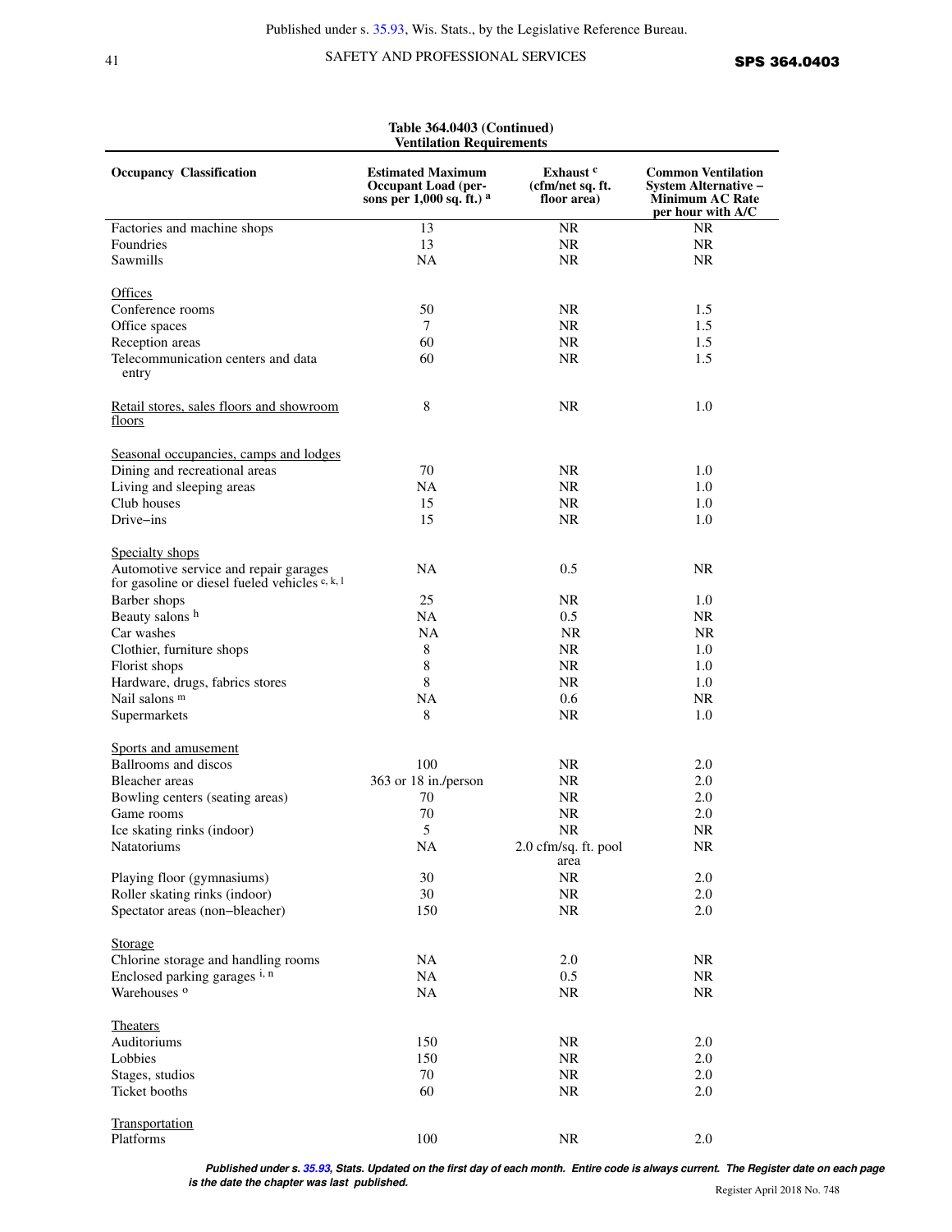**Table 364.0403 (Continued)**
**Ventilation Requirements**

| Occupancy Classification | Estimated Maximum Occupant Load (persons per 1,000 sq. ft.) [a] | Exhaust [c] (cfm/net sq. ft. floor area) | Common Ventilation System Alternative – Minimum AC Rate per hour with A/C |
|---|---|---|---|
| Factories and machine shops | 13 | NR | NR |
| Foundries | 13 | NR | NR |
| Sawmills | NA | NR | NR |
| Offices | | | |
| Conference rooms | 50 | NR | 1.5 |
| Office spaces | 7 | NR | 1.5 |
| Reception areas | 60 | NR | 1.5 |
| Telecommunication centers and data entry | 60 | NR | 1.5 |
| Retail stores, sales floors and showroom floors | 8 | NR | 1.0 |
| Seasonal occupancies, camps and lodges | | | |
| Dining and recreational areas | 70 | NR | 1.0 |
| Living and sleeping areas | NA | NR | 1.0 |
| Club houses | 15 | NR | 1.0 |
| Drive–ins | 15 | NR | 1.0 |
| Specialty shops | | | |
| Automotive service and repair garages for gasoline or diesel fueled vehicles [c, k, l] | NA | 0.5 | NR |
| Barber shops | 25 | NR | 1.0 |
| Beauty salons [h] | NA | 0.5 | NR |
| Car washes | NA | NR | NR |
| Clothier, furniture shops | 8 | NR | 1.0 |
| Florist shops | 8 | NR | 1.0 |
| Hardware, drugs, fabrics stores | 8 | NR | 1.0 |
| Nail salons [m] | NA | 0.6 | NR |
| Supermarkets | 8 | NR | 1.0 |
| Sports and amusement | | | |
| Ballrooms and discos | 100 | NR | 2.0 |
| Bleacher areas | 363 or 18 in./person | NR | 2.0 |
| Bowling centers (seating areas) | 70 | NR | 2.0 |
| Game rooms | 70 | NR | 2.0 |
| Ice skating rinks (indoor) | 5 | NR | NR |
| Natatoriums | NA | 2.0 cfm/sq. ft. pool area | NR |
| Playing floor (gymnasiums) | 30 | NR | 2.0 |
| Roller skating rinks (indoor) | 30 | NR | 2.0 |
| Spectator areas (non–bleacher) | 150 | NR | 2.0 |
| Storage | | | |
| Chlorine storage and handling rooms | NA | 2.0 | NR |
| Enclosed parking garages [i, n] | NA | 0.5 | NR |
| Warehouses [o] | NA | NR | NR |
| Theaters | | | |
| Auditoriums | 150 | NR | 2.0 |
| Lobbies | 150 | NR | 2.0 |
| Stages, studios | 70 | NR | 2.0 |
| Ticket booths | 60 | NR | 2.0 |
| Transportation | | | |
| Platforms | 100 | NR | 2.0 |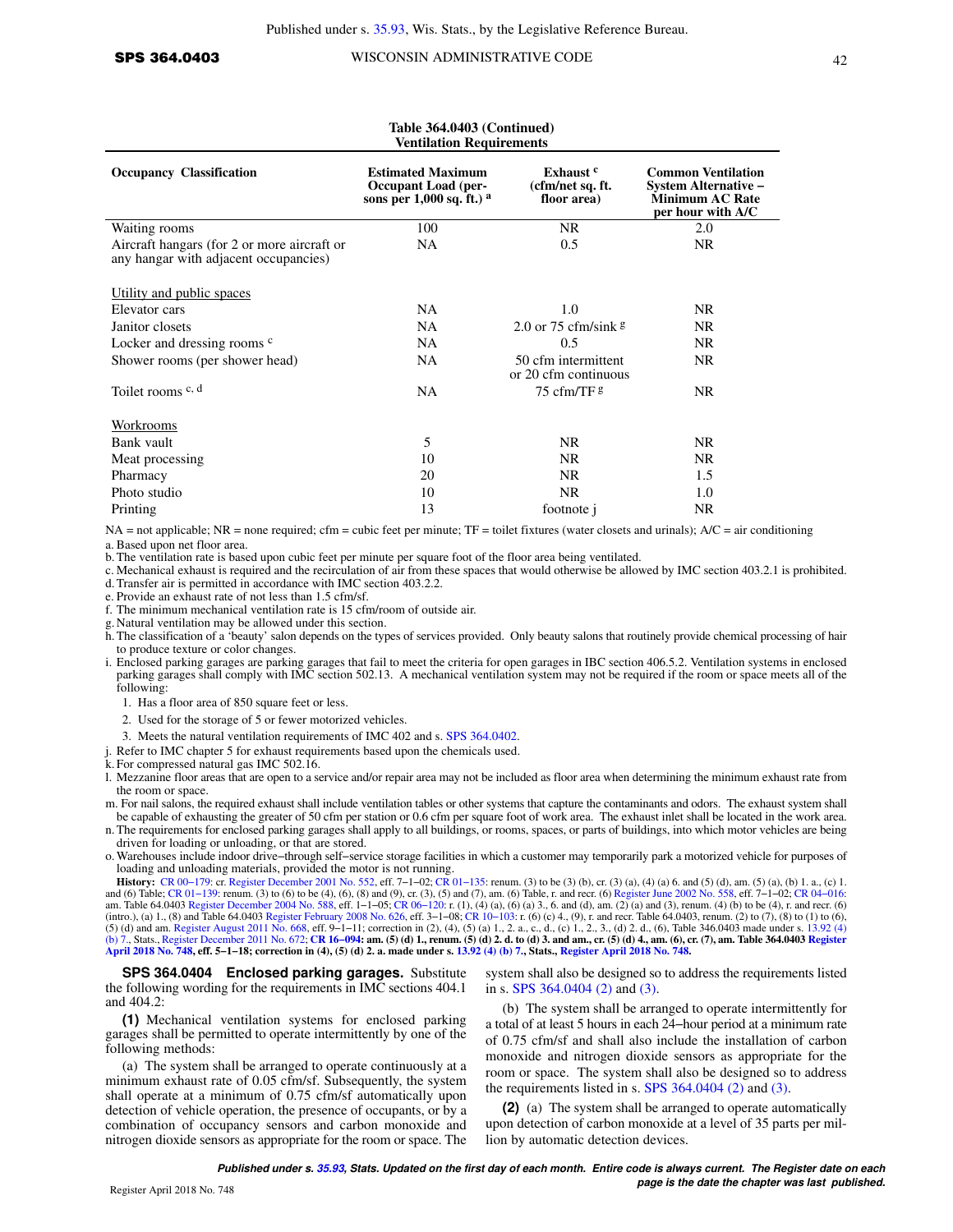**Table 364.0403 (Continued)**
**Ventilation Requirements**

| Occupancy Classification | Estimated Maximum Occupant Load (persons per 1,000 sq. ft.) [a] | Exhaust [c] (cfm/net sq. ft. floor area) | Common Ventilation System Alternative – Minimum AC Rate per hour with A/C |
|---|---|---|---|
| Waiting rooms | 100 | NR | 2.0 |
| Aircraft hangars (for 2 or more aircraft or any hangar with adjacent occupancies) | NA | 0.5 | NR |
| Utility and public spaces | | | |
| Elevator cars | NA | 1.0 | NR |
| Janitor closets | NA | 2.0 or 75 cfm/sink [g] | NR |
| Locker and dressing rooms [c] | NA | 0.5 | NR |
| Shower rooms (per shower head) | NA | 50 cfm intermittent or 20 cfm continuous | NR |
| Toilet rooms [c, d] | NA | 75 cfm/TF [g] | NR |
| Workrooms | | | |
| Bank vault | 5 | NR | NR |
| Meat processing | 10 | NR | NR |
| Pharmacy | 20 | NR | 1.5 |
| Photo studio | 10 | NR | 1.0 |
| Printing | 13 | footnote j | NR |

NA = not applicable; NR = none required; cfm = cubic feet per minute; TF = toilet fixtures (water closets and urinals); A/C = air conditioning

a. Based upon net floor area.

b. The ventilation rate is based upon cubic feet per minute per square foot of the floor area being ventilated.

c. Mechanical exhaust is required and the recirculation of air from these spaces that would otherwise be allowed by IMC section 403.2.1 is prohibited.

d. Transfer air is permitted in accordance with IMC section 403.2.2.

e. Provide an exhaust rate of not less than 1.5 cfm/sf.

f. The minimum mechanical ventilation rate is 15 cfm/room of outside air.

g. Natural ventilation may be allowed under this section.

h. The classification of a 'beauty' salon depends on the types of services provided. Only beauty salons that routinely provide chemical processing of hair to produce texture or color changes.

i. Enclosed parking garages are parking garages that fail to meet the criteria for open garages in IBC section 406.5.2. Ventilation systems in enclosed parking garages shall comply with IMC section 502.13. A mechanical ventilation system may not be required if the room or space meets all of the following:

1. Has a floor area of 850 square feet or less.
2. Used for the storage of 5 or fewer motorized vehicles.
3. Meets the natural ventilation requirements of IMC 402 and s. SPS 364.0402.

j. Refer to IMC chapter 5 for exhaust requirements based upon the chemicals used.

k. For compressed natural gas IMC 502.16.

l. Mezzanine floor areas that are open to a service and/or repair area may not be included as floor area when determining the minimum exhaust rate from the room or space.

m. For nail salons, the required exhaust shall include ventilation tables or other systems that capture the contaminants and odors. The exhaust system shall be capable of exhausting the greater of 50 cfm per station or 0.6 cfm per square foot of work area. The exhaust inlet shall be located in the work area.

n. The requirements for enclosed parking garages shall apply to all buildings, or rooms, spaces, or parts of buildings, into which motor vehicles are being driven for loading or unloading, or that are stored.

o. Warehouses include indoor drive–through self–service storage facilities in which a customer may temporarily park a motorized vehicle for purposes of loading and unloading materials, provided the motor is not running.

**History:** CR 00–179: cr. Register December 2001 No. 552, eff. 7–1–02; CR 01–135: renum. (3) to be (3) (b), cr. (3) (a), (4) (a) 6. and (5) (d), am. (5) (a), (b) 1. a., (c) 1. and (6) Table; CR 01–139: renum. (3) to (6) to be (4), (6), (8) and (9), cr. (3), (5) and (7), am. (6) Table, r. and recr. (6) Register June 2002 No. 558, eff. 7–1–02; CR 04–016: am. Table 64.0403 Register December 2004 No. 588, eff. 1–1–05; CR 06–120: r. (1), (4) (a), (6) (a) 3., 6. and (d), am. (2) (a) and (3), renum. (4) (b) to be (4), r. and recr. (6) (intro.), (a) 1., (8) and Table 64.0403 Register February 2008 No. 626, eff. 3–1–08; CR 10–103: r. (6) (c) 4., (9), r. and recr. Table 64.0403, renum. (2) to (7), (8) to (1) to (6), (5) (d) and am. Register August 2011 No. 668, eff. 9–1–11; correction in (2), (4), (5) (a) 1., 2. a., c., d., (c) 1., 2., 3., (d) 2. d., (6), Table 346.0403 made under s. 13.92 (4) (b) 7., Stats., Register December 2011 No. 672; **CR 16–094: am. (5) (d) 1., renum. (5) (d) 2. d. to (d) 3. and am., cr. (5) (d) 4., am. (6), cr. (7), am. Table 364.0403 Register April 2018 No. 748, eff. 5–1–18; correction in (4), (5) (d) 2. a. made under s. 13.92 (4) (b) 7., Stats., Register April 2018 No. 748.**

**SPS 364.0404 Enclosed parking garages.** Substitute the following wording for the requirements in IMC sections 404.1 and 404.2:

**(1)** Mechanical ventilation systems for enclosed parking garages shall be permitted to operate intermittently by one of the following methods:

(a) The system shall be arranged to operate continuously at a minimum exhaust rate of 0.05 cfm/sf. Subsequently, the system shall operate at a minimum of 0.75 cfm/sf automatically upon detection of vehicle operation, the presence of occupants, or by a combination of occupancy sensors and carbon monoxide and nitrogen dioxide sensors as appropriate for the room or space. The system shall also be designed so to address the requirements listed in s. SPS 364.0404 (2) and (3).

(b) The system shall be arranged to operate intermittently for a total of at least 5 hours in each 24–hour period at a minimum rate of 0.75 cfm/sf and shall also include the installation of carbon monoxide and nitrogen dioxide sensors as appropriate for the room or space. The system shall also be designed so to address the requirements listed in s. SPS 364.0404 (2) and (3).

**(2)** (a) The system shall be arranged to operate automatically upon detection of carbon monoxide at a level of 35 parts per million by automatic detection devices.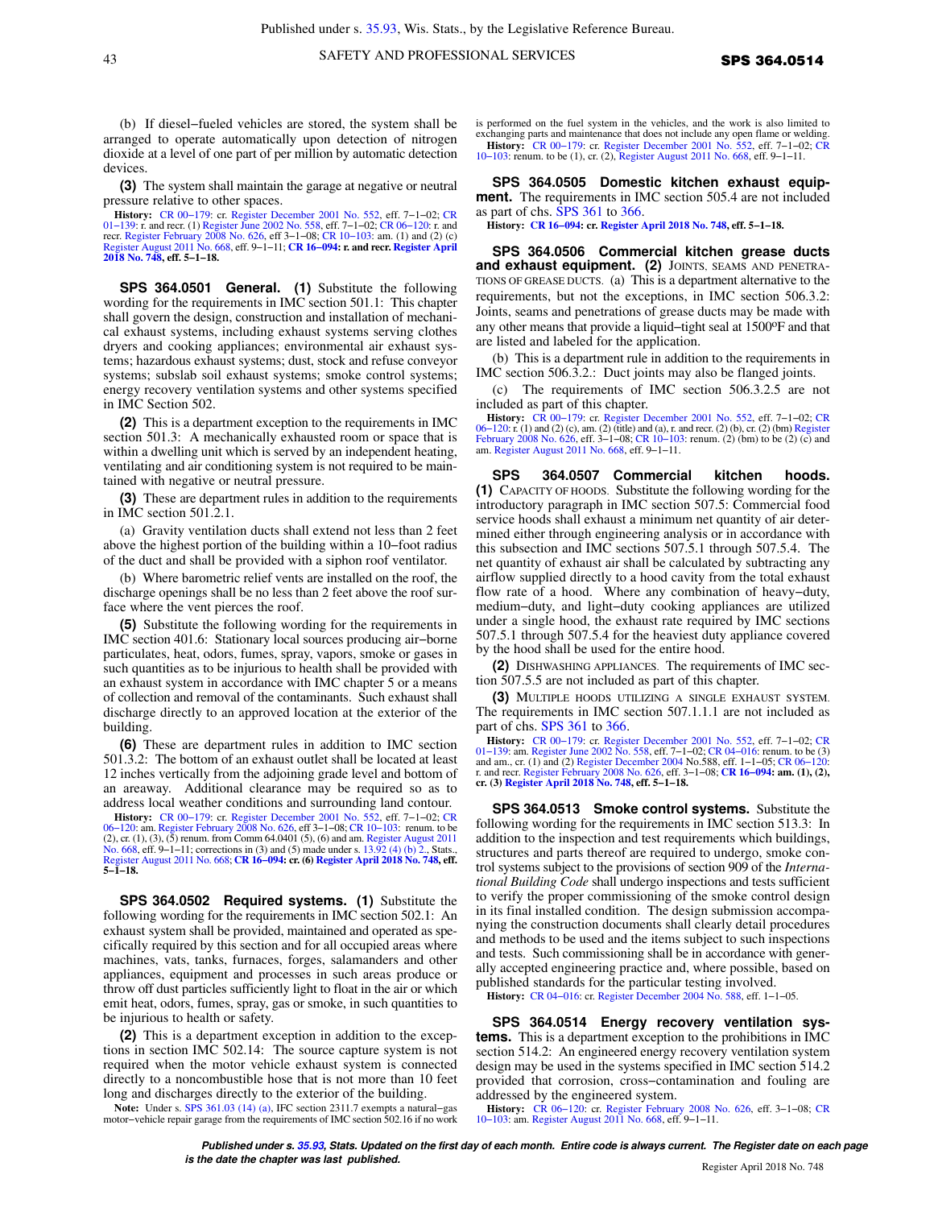(b) If diesel−fueled vehicles are stored, the system shall be arranged to operate automatically upon detection of nitrogen dioxide at a level of one part of per million by automatic detection devices.

**(3)** The system shall maintain the garage at negative or neutral pressure relative to other spaces.

**History:** CR 00−179: cr. Register December 2001 No. 552, eff. 7−1−02; CR 01−139: r. and recr. (1) Register June 2002 No. 558, eff. 7−1−02; CR 06−120: r. and recr. Register February 2008 No. 626, eff 3−1−08; CR 10−103: am. (1) and (2) (c) Register August 2011 No. 668, eff. 9−1−11; **CR 16−094: r. and recr. Register April 2018 No. 748, eff. 5−1−18.**

**SPS 364.0501 General. (1)** Substitute the following wording for the requirements in IMC section 501.1: This chapter shall govern the design, construction and installation of mechanical exhaust systems, including exhaust systems serving clothes dryers and cooking appliances; environmental air exhaust systems; hazardous exhaust systems; dust, stock and refuse conveyor systems; subslab soil exhaust systems; smoke control systems; energy recovery ventilation systems and other systems specified in IMC Section 502.

**(2)** This is a department exception to the requirements in IMC section 501.3: A mechanically exhausted room or space that is within a dwelling unit which is served by an independent heating, ventilating and air conditioning system is not required to be maintained with negative or neutral pressure.

**(3)** These are department rules in addition to the requirements in IMC section 501.2.1.

(a) Gravity ventilation ducts shall extend not less than 2 feet above the highest portion of the building within a 10−foot radius of the duct and shall be provided with a siphon roof ventilator.

(b) Where barometric relief vents are installed on the roof, the discharge openings shall be no less than 2 feet above the roof surface where the vent pierces the roof.

**(5)** Substitute the following wording for the requirements in IMC section 401.6: Stationary local sources producing air−borne particulates, heat, odors, fumes, spray, vapors, smoke or gases in such quantities as to be injurious to health shall be provided with an exhaust system in accordance with IMC chapter 5 or a means of collection and removal of the contaminants. Such exhaust shall discharge directly to an approved location at the exterior of the building.

**(6)** These are department rules in addition to IMC section 501.3.2: The bottom of an exhaust outlet shall be located at least 12 inches vertically from the adjoining grade level and bottom of an areaway. Additional clearance may be required so as to address local weather conditions and surrounding land contour.

**History:** CR 00−179: cr. Register December 2001 No. 552, eff. 7−1−02; CR 06−120: am. Register February 2008 No. 626, eff 3−1−08; CR 10−103: renum. to be (2), cr. (1), (3), (5) renum. from Comm 64.0401 (5), (6) and am. Register August 2011 No. 668, eff. 9−1−11; corrections in (3) and (5) made under s. 13.92 (4) (b) 2., Stats., Register August 2011 No. 668; **CR 16−094: cr. (6) Register April 2018 No. 748, eff. 5−1−18.**

**SPS 364.0502 Required systems. (1)** Substitute the following wording for the requirements in IMC section 502.1: An exhaust system shall be provided, maintained and operated as specifically required by this section and for all occupied areas where machines, vats, tanks, furnaces, forges, salamanders and other appliances, equipment and processes in such areas produce or throw off dust particles sufficiently light to float in the air or which emit heat, odors, fumes, spray, gas or smoke, in such quantities to be injurious to health or safety.

**(2)** This is a department exception in addition to the exceptions in section IMC 502.14: The source capture system is not required when the motor vehicle exhaust system is connected directly to a noncombustible hose that is not more than 10 feet long and discharges directly to the exterior of the building.

**Note:** Under s. SPS 361.03 (14) (a), IFC section 2311.7 exempts a natural−gas motor−vehicle repair garage from the requirements of IMC section 502.16 if no work is performed on the fuel system in the vehicles, and the work is also limited to exchanging parts and maintenance that does not include any open flame or welding.

**History:** CR 00−179: cr. Register December 2001 No. 552, eff. 7−1−02; CR 10−103: renum. to be (1), cr. (2), Register August 2011 No. 668, eff. 9−1−11.

**SPS 364.0505 Domestic kitchen exhaust equipment.** The requirements in IMC section 505.4 are not included as part of chs. SPS 361 to 366.

**History:** **CR 16−094: cr. Register April 2018 No. 748, eff. 5−1−18.**

**SPS 364.0506 Commercial kitchen grease ducts and exhaust equipment. (2)** JOINTS, SEAMS AND PENETRATIONS OF GREASE DUCTS. (a) This is a department alternative to the requirements, but not the exceptions, in IMC section 506.3.2: Joints, seams and penetrations of grease ducts may be made with any other means that provide a liquid−tight seal at 1500ºF and that are listed and labeled for the application.

(b) This is a department rule in addition to the requirements in IMC section 506.3.2.: Duct joints may also be flanged joints.

(c) The requirements of IMC section 506.3.2.5 are not included as part of this chapter.

**History:** CR 00−179: cr. Register December 2001 No. 552, eff. 7−1−02; CR 06−120: r. (1) and (2) (c), am. (2) (title) and (a), r. and recr. (2) (b), cr. (2) (bm) Register February 2008 No. 626, eff. 3−1−08; CR 10−103: renum. (2) (bm) to be (2) (c) and am. Register August 2011 No. 668, eff. 9−1−11.

**SPS 364.0507 Commercial kitchen hoods. (1)** CAPACITY OF HOODS. Substitute the following wording for the introductory paragraph in IMC section 507.5: Commercial food service hoods shall exhaust a minimum net quantity of air determined either through engineering analysis or in accordance with this subsection and IMC sections 507.5.1 through 507.5.4. The net quantity of exhaust air shall be calculated by subtracting any airflow supplied directly to a hood cavity from the total exhaust flow rate of a hood. Where any combination of heavy−duty, medium−duty, and light−duty cooking appliances are utilized under a single hood, the exhaust rate required by IMC sections 507.5.1 through 507.5.4 for the heaviest duty appliance covered by the hood shall be used for the entire hood.

**(2)** DISHWASHING APPLIANCES. The requirements of IMC section 507.5.5 are not included as part of this chapter.

**(3)** MULTIPLE HOODS UTILIZING A SINGLE EXHAUST SYSTEM. The requirements in IMC section 507.1.1.1 are not included as part of chs. SPS 361 to 366.

**History:** CR 00−179: cr. Register December 2001 No. 552, eff. 7−1−02; CR 01−139: am. Register June 2002 No. 558, eff. 7−1−02; CR 04−016: renum. to be (3) and am., cr. (1) and (2) Register December 2004 No.588, eff. 1−1−05; CR 06−120: r. and recr. Register February 2008 No. 626, eff. 3−1−08; **CR 16−094: am. (1), (2), cr. (3) Register April 2018 No. 748, eff. 5−1−18.**

**SPS 364.0513 Smoke control systems.** Substitute the following wording for the requirements in IMC section 513.3: In addition to the inspection and test requirements which buildings, structures and parts thereof are required to undergo, smoke control systems subject to the provisions of section 909 of the *International Building Code* shall undergo inspections and tests sufficient to verify the proper commissioning of the smoke control design in its final installed condition. The design submission accompanying the construction documents shall clearly detail procedures and methods to be used and the items subject to such inspections and tests. Such commissioning shall be in accordance with generally accepted engineering practice and, where possible, based on published standards for the particular testing involved.

**History:** CR 04−016: cr. Register December 2004 No. 588, eff. 1−1−05.

**SPS 364.0514 Energy recovery ventilation systems.** This is a department exception to the prohibitions in IMC section 514.2: An engineered energy recovery ventilation system design may be used in the systems specified in IMC section 514.2 provided that corrosion, cross−contamination and fouling are addressed by the engineered system.

**History:** CR 06−120: cr. Register February 2008 No. 626, eff. 3−1−08; CR 10−103: am. Register August 2011 No. 668, eff. 9−1−11.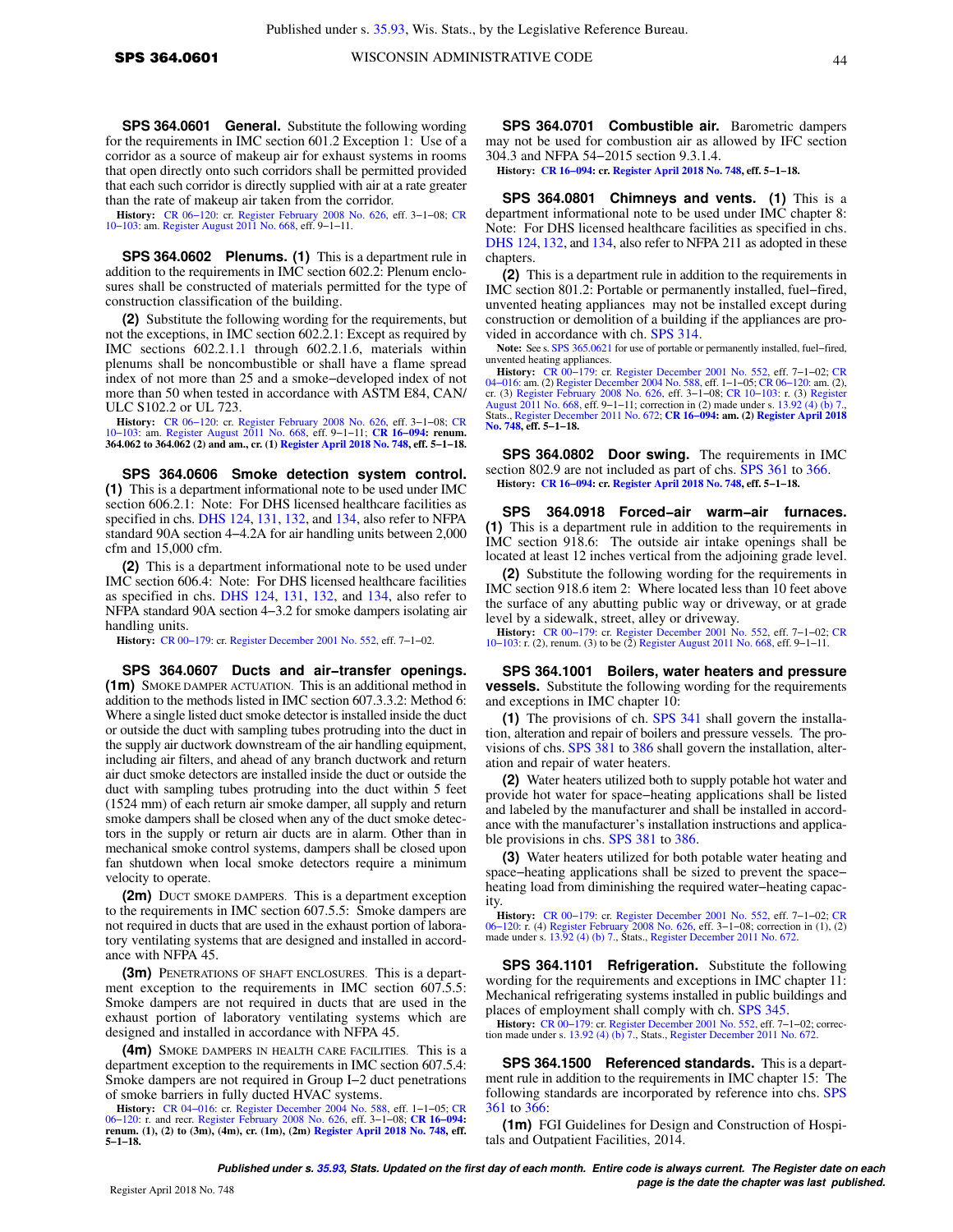**SPS 364.0601 General.** Substitute the following wording for the requirements in IMC section 601.2 Exception 1: Use of a corridor as a source of makeup air for exhaust systems in rooms that open directly onto such corridors shall be permitted provided that each such corridor is directly supplied with air at a rate greater than the rate of makeup air taken from the corridor.

**History:** CR 06−120: cr. Register February 2008 No. 626, eff. 3−1−08; CR 10−103: am. Register August 2011 No. 668, eff. 9−1−11.

**SPS 364.0602 Plenums. (1)** This is a department rule in addition to the requirements in IMC section 602.2: Plenum enclosures shall be constructed of materials permitted for the type of construction classification of the building.

**(2)** Substitute the following wording for the requirements, but not the exceptions, in IMC section 602.2.1: Except as required by IMC sections 602.2.1.1 through 602.2.1.6, materials within plenums shall be noncombustible or shall have a flame spread index of not more than 25 and a smoke−developed index of not more than 50 when tested in accordance with ASTM E84, CAN/ULC S102.2 or UL 723.

**History:** CR 06−120: cr. Register February 2008 No. 626, eff. 3−1−08; CR 10−103: am. Register August 2011 No. 668, eff. 9−1−11; **CR 16−094: renum. 364.062 to 364.062 (2) and am., cr. (1) Register April 2018 No. 748, eff. 5−1−18.**

**SPS 364.0606 Smoke detection system control. (1)** This is a department informational note to be used under IMC section 606.2.1: Note: For DHS licensed healthcare facilities as specified in chs. DHS 124, 131, 132, and 134, also refer to NFPA standard 90A section 4−4.2A for air handling units between 2,000 cfm and 15,000 cfm.

**(2)** This is a department informational note to be used under IMC section 606.4: Note: For DHS licensed healthcare facilities as specified in chs. DHS 124, 131, 132, and 134, also refer to NFPA standard 90A section 4−3.2 for smoke dampers isolating air handling units.

**History:** CR 00−179: cr. Register December 2001 No. 552, eff. 7−1−02.

**SPS 364.0607 Ducts and air−transfer openings. (1m)** SMOKE DAMPER ACTUATION. This is an additional method in addition to the methods listed in IMC section 607.3.3.2: Method 6: Where a single listed duct smoke detector is installed inside the duct or outside the duct with sampling tubes protruding into the duct in the supply air ductwork downstream of the air handling equipment, including air filters, and ahead of any branch ductwork and return air duct smoke detectors are installed inside the duct or outside the duct with sampling tubes protruding into the duct within 5 feet (1524 mm) of each return air smoke damper, all supply and return smoke dampers shall be closed when any of the duct smoke detectors in the supply or return air ducts are in alarm. Other than in mechanical smoke control systems, dampers shall be closed upon fan shutdown when local smoke detectors require a minimum velocity to operate.

**(2m)** DUCT SMOKE DAMPERS. This is a department exception to the requirements in IMC section 607.5.5: Smoke dampers are not required in ducts that are used in the exhaust portion of laboratory ventilating systems that are designed and installed in accordance with NFPA 45.

**(3m)** PENETRATIONS OF SHAFT ENCLOSURES. This is a department exception to the requirements in IMC section 607.5.5: Smoke dampers are not required in ducts that are used in the exhaust portion of laboratory ventilating systems which are designed and installed in accordance with NFPA 45.

**(4m)** SMOKE DAMPERS IN HEALTH CARE FACILITIES. This is a department exception to the requirements in IMC section 607.5.4: Smoke dampers are not required in Group I−2 duct penetrations of smoke barriers in fully ducted HVAC systems.

**History:** CR 04−016: cr. Register December 2004 No. 588, eff. 1−1−05; CR 06−120: r. and recr. Register February 2008 No. 626, eff. 3−1−08; **CR 16−094: renum. (1), (2) to (3m), (4m), cr. (1m), (2m) Register April 2018 No. 748, eff. 5−1−18.**

**SPS 364.0701 Combustible air.** Barometric dampers may not be used for combustion air as allowed by IFC section 304.3 and NFPA 54−2015 section 9.3.1.4.

**History:** **CR 16−094: cr. Register April 2018 No. 748, eff. 5−1−18.**

**SPS 364.0801 Chimneys and vents. (1)** This is a department informational note to be used under IMC chapter 8: Note: For DHS licensed healthcare facilities as specified in chs. DHS 124, 132, and 134, also refer to NFPA 211 as adopted in these chapters.

**(2)** This is a department rule in addition to the requirements in IMC section 801.2: Portable or permanently installed, fuel−fired, unvented heating appliances may not be installed except during construction or demolition of a building if the appliances are provided in accordance with ch. SPS 314.

**Note:** See s. SPS 365.0621 for use of portable or permanently installed, fuel−fired, unvented heating appliances.

**History:** CR 00−179: cr. Register December 2001 No. 552, eff. 7−1−02; CR 04−016: am. (2) Register December 2004 No. 588, eff. 1−1−05; CR 06−120: am. (2), cr. (3) Register February 2008 No. 626, eff. 3−1−08; CR 10−103: r. (3) Register August 2011 No. 668, eff. 9−1−11; correction in (2) made under s. 13.92 (4) (b) 7., Stats., Register December 2011 No. 672; **CR 16−094: am. (2) Register April 2018 No. 748, eff. 5−1−18.**

**SPS 364.0802 Door swing.** The requirements in IMC section 802.9 are not included as part of chs. SPS 361 to 366.

**History:** **CR 16−094: cr. Register April 2018 No. 748, eff. 5−1−18.**

**SPS 364.0918 Forced−air warm−air furnaces. (1)** This is a department rule in addition to the requirements in IMC section 918.6: The outside air intake openings shall be located at least 12 inches vertical from the adjoining grade level.

**(2)** Substitute the following wording for the requirements in IMC section 918.6 item 2: Where located less than 10 feet above the surface of any abutting public way or driveway, or at grade level by a sidewalk, street, alley or driveway.

**History:** CR 00−179: cr. Register December 2001 No. 552, eff. 7−1−02; CR 10−103: r. (2), renum. (3) to be (2) Register August 2011 No. 668, eff. 9−1−11.

**SPS 364.1001 Boilers, water heaters and pressure vessels.** Substitute the following wording for the requirements and exceptions in IMC chapter 10:

**(1)** The provisions of ch. SPS 341 shall govern the installation, alteration and repair of boilers and pressure vessels. The provisions of chs. SPS 381 to 386 shall govern the installation, alteration and repair of water heaters.

**(2)** Water heaters utilized both to supply potable hot water and provide hot water for space−heating applications shall be listed and labeled by the manufacturer and shall be installed in accordance with the manufacturer's installation instructions and applicable provisions in chs. SPS 381 to 386.

**(3)** Water heaters utilized for both potable water heating and space−heating applications shall be sized to prevent the space−heating load from diminishing the required water−heating capacity.

**History:** CR 00−179: cr. Register December 2001 No. 552, eff. 7−1−02; CR 06−120: r. (4) Register February 2008 No. 626, eff. 3−1−08; correction in (1), (2) made under s. 13.92 (4) (b) 7., Stats., Register December 2011 No. 672.

**SPS 364.1101 Refrigeration.** Substitute the following wording for the requirements and exceptions in IMC chapter 11: Mechanical refrigerating systems installed in public buildings and places of employment shall comply with ch. SPS 345.

**History:** CR 00−179: cr. Register December 2001 No. 552, eff. 7−1−02; correction made under s. 13.92 (4) (b) 7., Stats., Register December 2011 No. 672.

**SPS 364.1500 Referenced standards.** This is a department rule in addition to the requirements in IMC chapter 15: The following standards are incorporated by reference into chs. SPS 361 to 366:

**(1m)** FGI Guidelines for Design and Construction of Hospitals and Outpatient Facilities, 2014.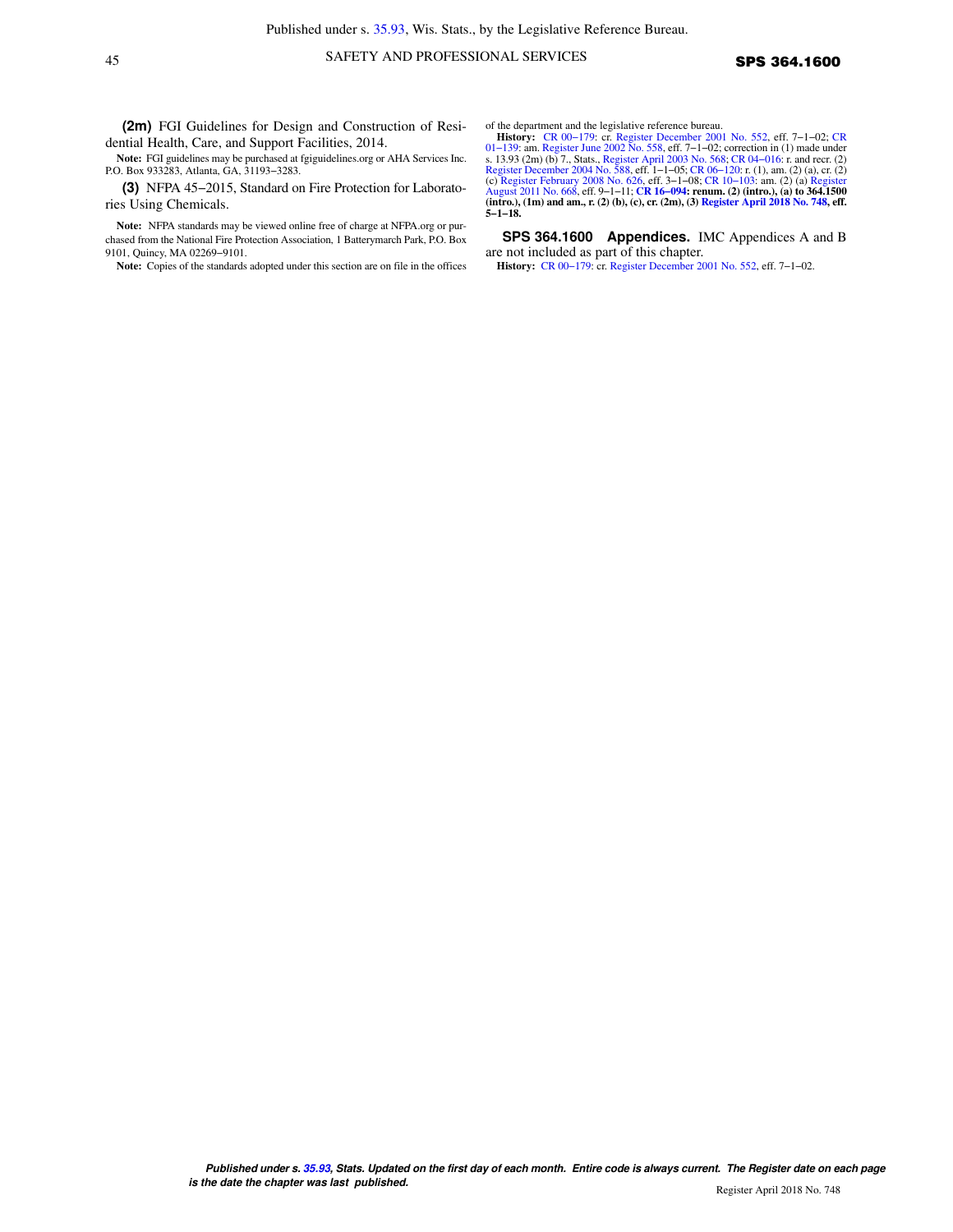**(2m)** FGI Guidelines for Design and Construction of Residential Health, Care, and Support Facilities, 2014.

**Note:** FGI guidelines may be purchased at fgiguidelines.org or AHA Services Inc. P.O. Box 933283, Atlanta, GA, 31193−3283.

**(3)** NFPA 45−2015, Standard on Fire Protection for Laboratories Using Chemicals.

**Note:** NFPA standards may be viewed online free of charge at NFPA.org or purchased from the National Fire Protection Association, 1 Batterymarch Park, P.O. Box 9101, Quincy, MA 02269−9101.

**Note:** Copies of the standards adopted under this section are on file in the offices of the department and the legislative reference bureau.

**History:** CR 00−179: cr. Register December 2001 No. 552, eff. 7−1−02; CR 01−139: am. Register June 2002 No. 558, eff. 7−1−02; correction in (1) made under s. 13.93 (2m) (b) 7., Stats., Register April 2003 No. 568; CR 04−016: r. and recr. (2) Register December 2004 No. 588, eff. 1−1−05; CR 06−120: r. (1), am. (2) (a), cr. (2) (c) Register February 2008 No. 626, eff. 3−1−08; CR 10−103: am. (2) (a) Register August 2011 No. 668, eff. 9−1−11; **CR 16−094: renum. (2) (intro.), (a) to 364.1500 (intro.), (1m) and am., r. (2) (b), (c), cr. (2m), (3) Register April 2018 No. 748, eff. 5−1−18.**

**SPS 364.1600 Appendices.** IMC Appendices A and B are not included as part of this chapter.

**History:** CR 00−179: cr. Register December 2001 No. 552, eff. 7−1−02.